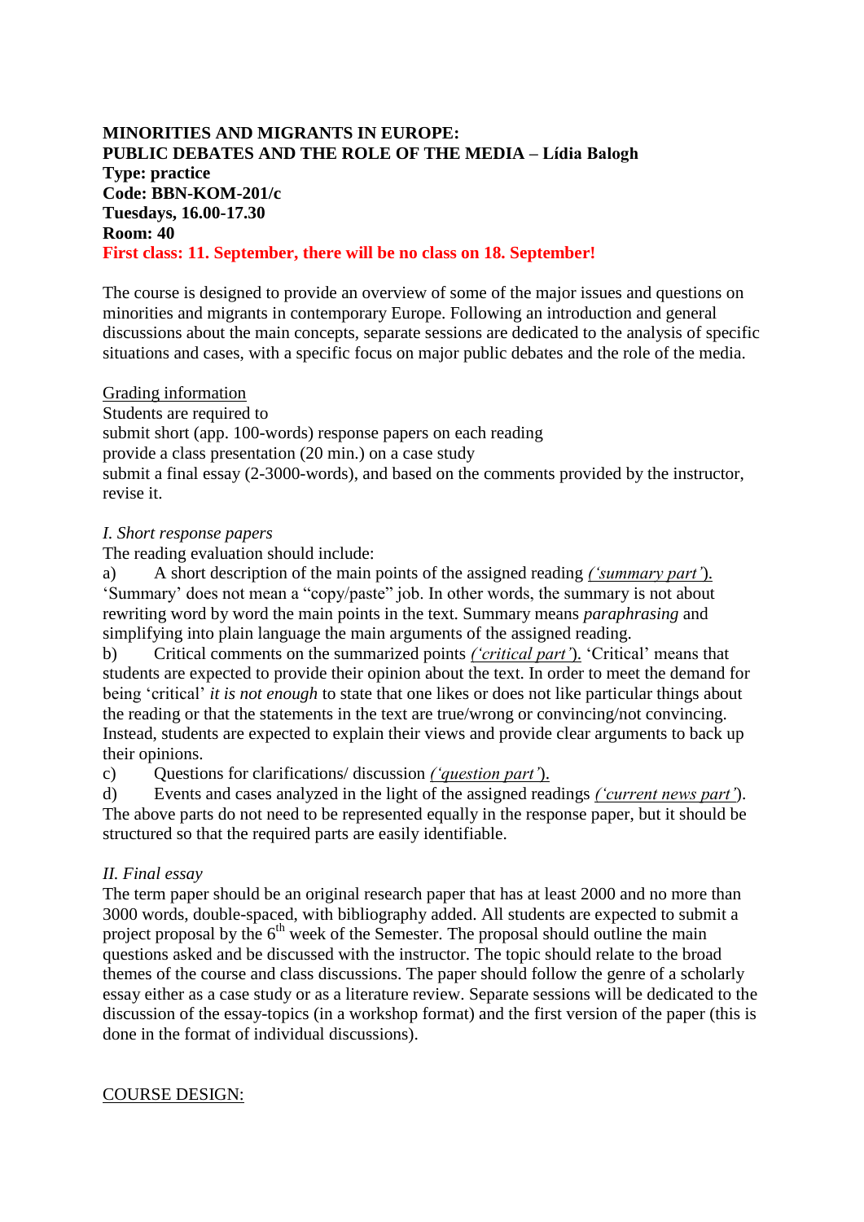**MINORITIES AND MIGRANTS IN EUROPE:**
**PUBLIC DEBATES AND THE ROLE OF THE MEDIA – Lídia Balogh**
**Type: practice**
**Code: BBN-KOM-201/c**
**Tuesdays, 16.00-17.30**
**Room: 40**
**First class: 11. September, there will be no class on 18. September!**

The course is designed to provide an overview of some of the major issues and questions on minorities and migrants in contemporary Europe. Following an introduction and general discussions about the main concepts, separate sessions are dedicated to the analysis of specific situations and cases, with a specific focus on major public debates and the role of the media.

Grading information

Students are required to
submit short (app. 100-words) response papers on each reading
provide a class presentation (20 min.) on a case study
submit a final essay (2-3000-words), and based on the comments provided by the instructor, revise it.

*I. Short response papers*

The reading evaluation should include:

a) A short description of the main points of the assigned reading *('summary part')*. 'Summary' does not mean a "copy/paste" job. In other words, the summary is not about rewriting word by word the main points in the text. Summary means *paraphrasing* and simplifying into plain language the main arguments of the assigned reading.

b) Critical comments on the summarized points *('critical part')*. 'Critical' means that students are expected to provide their opinion about the text. In order to meet the demand for being 'critical' *it is not enough* to state that one likes or does not like particular things about the reading or that the statements in the text are true/wrong or convincing/not convincing. Instead, students are expected to explain their views and provide clear arguments to back up their opinions.

c) Questions for clarifications/ discussion *('question part')*.

d) Events and cases analyzed in the light of the assigned readings *('current news part')*.

The above parts do not need to be represented equally in the response paper, but it should be structured so that the required parts are easily identifiable.

*II. Final essay*

The term paper should be an original research paper that has at least 2000 and no more than 3000 words, double-spaced, with bibliography added. All students are expected to submit a project proposal by the 6th week of the Semester. The proposal should outline the main questions asked and be discussed with the instructor. The topic should relate to the broad themes of the course and class discussions. The paper should follow the genre of a scholarly essay either as a case study or as a literature review. Separate sessions will be dedicated to the discussion of the essay-topics (in a workshop format) and the first version of the paper (this is done in the format of individual discussions).

COURSE DESIGN: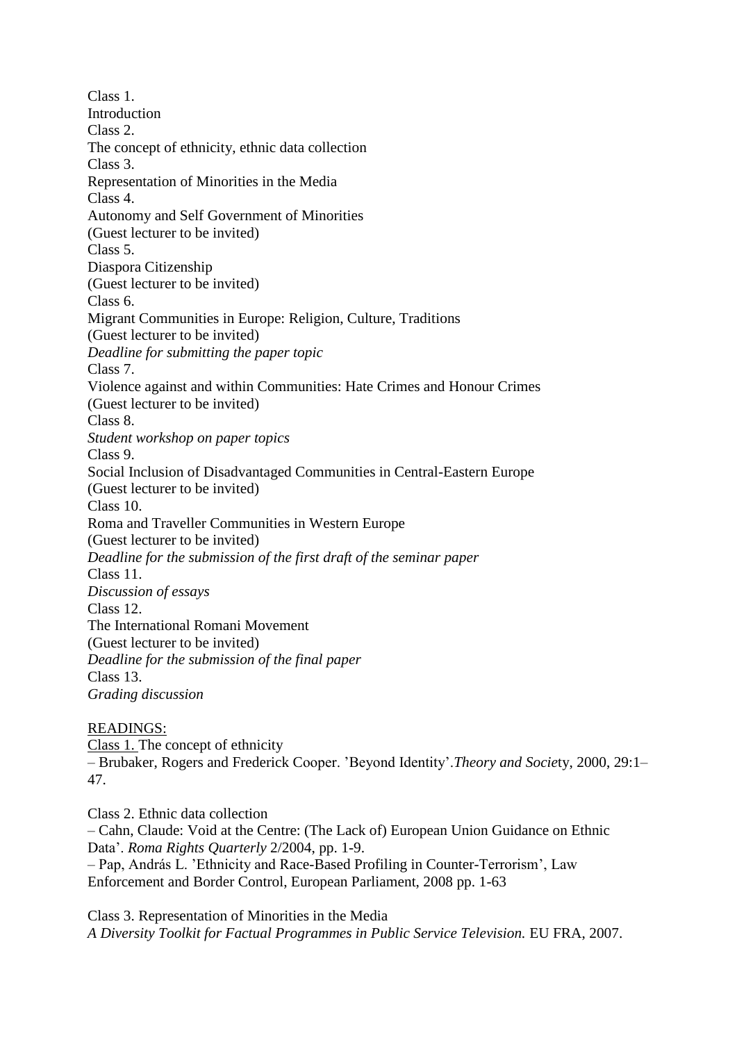Class 1.
Introduction
Class 2.
The concept of ethnicity, ethnic data collection
Class 3.
Representation of Minorities in the Media
Class 4.
Autonomy and Self Government of Minorities
(Guest lecturer to be invited)
Class 5.
Diaspora Citizenship
(Guest lecturer to be invited)
Class 6.
Migrant Communities in Europe: Religion, Culture, Traditions
(Guest lecturer to be invited)
*Deadline for submitting the paper topic*
Class 7.
Violence against and within Communities: Hate Crimes and Honour Crimes
(Guest lecturer to be invited)
Class 8.
*Student workshop on paper topics*
Class 9.
Social Inclusion of Disadvantaged Communities in Central-Eastern Europe
(Guest lecturer to be invited)
Class 10.
Roma and Traveller Communities in Western Europe
(Guest lecturer to be invited)
*Deadline for the submission of the first draft of the seminar paper*
Class 11.
*Discussion of essays*
Class 12.
The International Romani Movement
(Guest lecturer to be invited)
*Deadline for the submission of the final paper*
Class 13.
*Grading discussion*

READINGS:
Class 1. The concept of ethnicity
– Brubaker, Rogers and Frederick Cooper. 'Beyond Identity'.*Theory and Society*, 2000, 29:1–47.

Class 2. Ethnic data collection
– Cahn, Claude: Void at the Centre: (The Lack of) European Union Guidance on Ethnic Data'. *Roma Rights Quarterly* 2/2004, pp. 1-9.
– Pap, András L. 'Ethnicity and Race-Based Profiling in Counter-Terrorism', Law Enforcement and Border Control, European Parliament, 2008 pp. 1-63

Class 3. Representation of Minorities in the Media
*A Diversity Toolkit for Factual Programmes in Public Service Television.* EU FRA, 2007.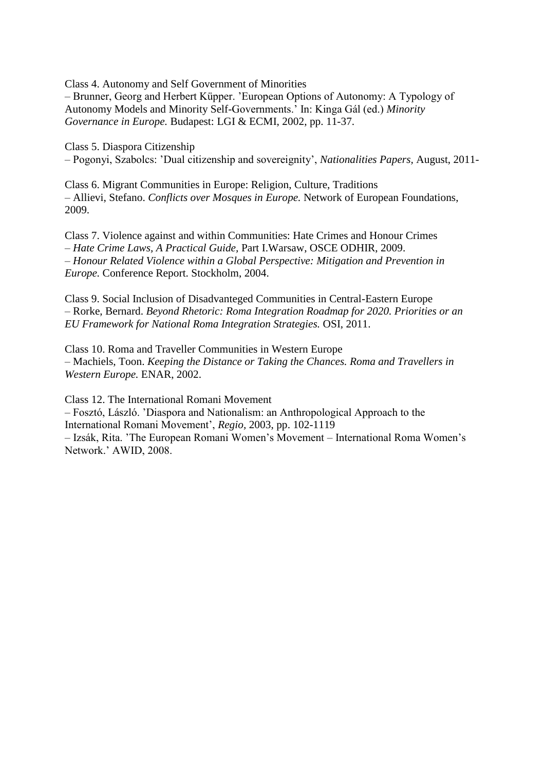Class 4. Autonomy and Self Government of Minorities
– Brunner, Georg and Herbert Küpper. 'European Options of Autonomy: A Typology of Autonomy Models and Minority Self-Governments.' In: Kinga Gál (ed.) *Minority Governance in Europe.* Budapest: LGI & ECMI, 2002, pp. 11-37.

Class 5. Diaspora Citizenship
– Pogonyi, Szabolcs: 'Dual citizenship and sovereignity', *Nationalities Papers,* August, 2011-

Class 6. Migrant Communities in Europe: Religion, Culture, Traditions
– Allievi, Stefano. *Conflicts over Mosques in Europe.* Network of European Foundations, 2009.

Class 7. Violence against and within Communities: Hate Crimes and Honour Crimes
– *Hate Crime Laws, A Practical Guide,* Part I.Warsaw, OSCE ODHIR, 2009.
– *Honour Related Violence within a Global Perspective: Mitigation and Prevention in Europe.* Conference Report. Stockholm, 2004.

Class 9. Social Inclusion of Disadvanteged Communities in Central-Eastern Europe
– Rorke, Bernard. *Beyond Rhetoric: Roma Integration Roadmap for 2020. Priorities or an EU Framework for National Roma Integration Strategies.* OSI, 2011.

Class 10. Roma and Traveller Communities in Western Europe
– Machiels, Toon. *Keeping the Distance or Taking the Chances. Roma and Travellers in Western Europe.* ENAR, 2002.

Class 12. The International Romani Movement
– Fosztó, László. 'Diaspora and Nationalism: an Anthropological Approach to the International Romani Movement', *Regio,* 2003, pp. 102-1119
– Izsák, Rita. 'The European Romani Women's Movement – International Roma Women's Network.' AWID, 2008.